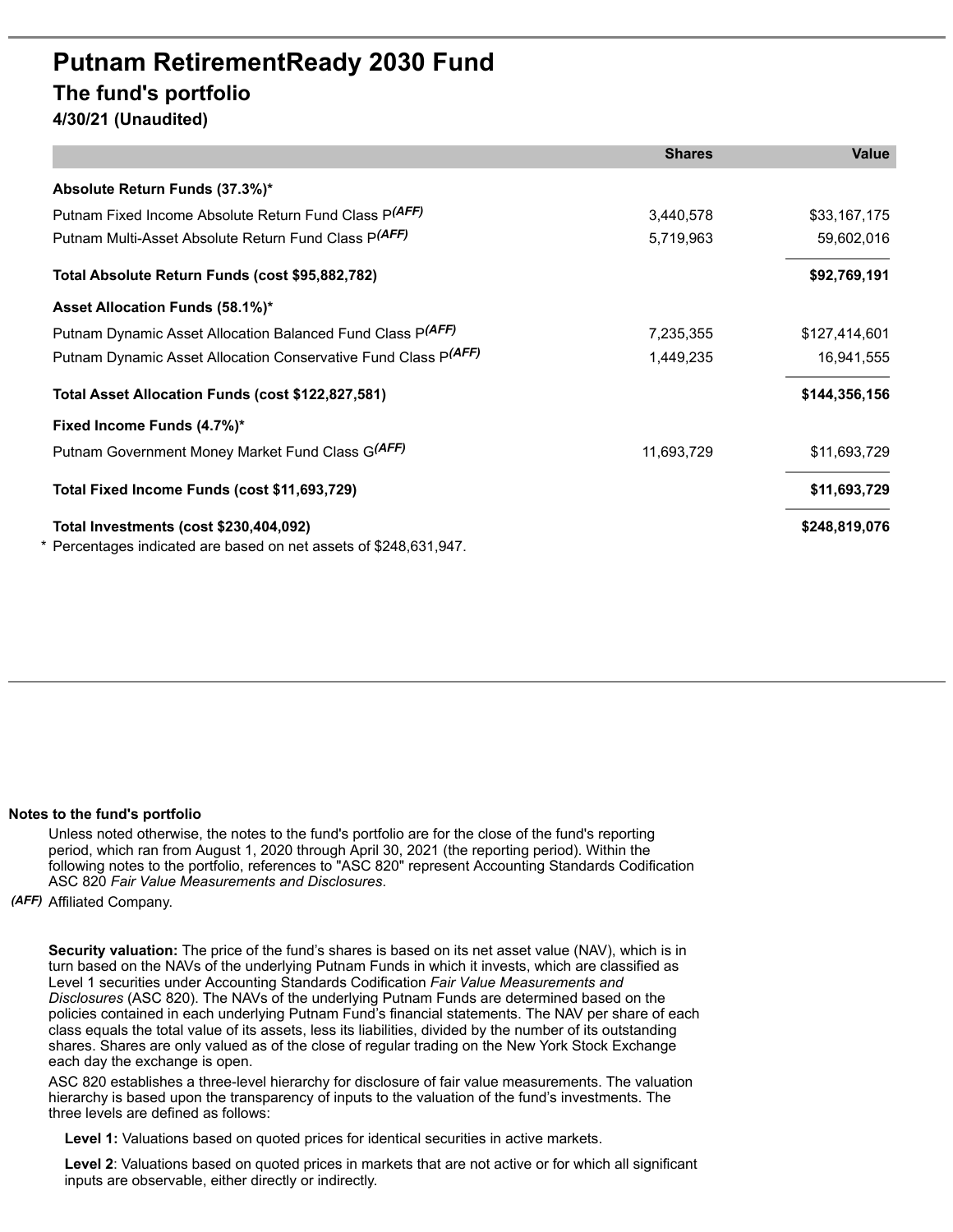# Putnam RetirementReady 2030 Fund

## The fund's portfolio

**4/30/21 (Unaudited)**

| | Shares | Value |
|---|---|---|
| **Absolute Return Funds (37.3%)*** | | |
| Putnam Fixed Income Absolute Return Fund Class P*(AFF)* | 3,440,578 | $33,167,175 |
| Putnam Multi-Asset Absolute Return Fund Class P*(AFF)* | 5,719,963 | 59,602,016 |
| **Total Absolute Return Funds (cost $95,882,782)** | | **$92,769,191** |
| **Asset Allocation Funds (58.1%)*** | | |
| Putnam Dynamic Asset Allocation Balanced Fund Class P*(AFF)* | 7,235,355 | $127,414,601 |
| Putnam Dynamic Asset Allocation Conservative Fund Class P*(AFF)* | 1,449,235 | 16,941,555 |
| **Total Asset Allocation Funds (cost $122,827,581)** | | **$144,356,156** |
| **Fixed Income Funds (4.7%)*** | | |
| Putnam Government Money Market Fund Class G*(AFF)* | 11,693,729 | $11,693,729 |
| **Total Fixed Income Funds (cost $11,693,729)** | | **$11,693,729** |
| **Total Investments (cost $230,404,092)** | | **$248,819,076** |

\* Percentages indicated are based on net assets of $248,631,947.

**Notes to the fund's portfolio**

Unless noted otherwise, the notes to the fund's portfolio are for the close of the fund's reporting period, which ran from August 1, 2020 through April 30, 2021 (the reporting period). Within the following notes to the portfolio, references to "ASC 820" represent Accounting Standards Codification ASC 820 *Fair Value Measurements and Disclosures*.

*(AFF)* Affiliated Company.

**Security valuation:** The price of the fund's shares is based on its net asset value (NAV), which is in turn based on the NAVs of the underlying Putnam Funds in which it invests, which are classified as Level 1 securities under Accounting Standards Codification *Fair Value Measurements and Disclosures* (ASC 820). The NAVs of the underlying Putnam Funds are determined based on the policies contained in each underlying Putnam Fund's financial statements. The NAV per share of each class equals the total value of its assets, less its liabilities, divided by the number of its outstanding shares. Shares are only valued as of the close of regular trading on the New York Stock Exchange each day the exchange is open.

ASC 820 establishes a three-level hierarchy for disclosure of fair value measurements. The valuation hierarchy is based upon the transparency of inputs to the valuation of the fund's investments. The three levels are defined as follows:

**Level 1:** Valuations based on quoted prices for identical securities in active markets.

**Level 2**: Valuations based on quoted prices in markets that are not active or for which all significant inputs are observable, either directly or indirectly.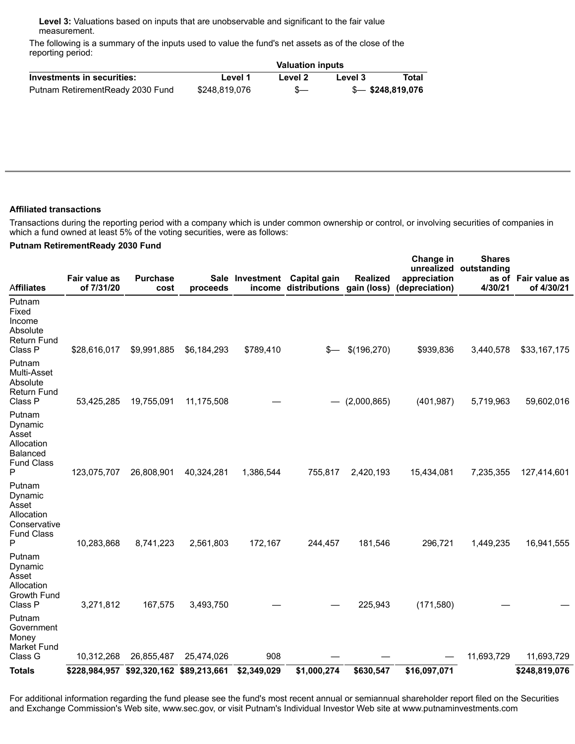**Level 3:** Valuations based on inputs that are unobservable and significant to the fair value measurement.

The following is a summary of the inputs used to value the fund's net assets as of the close of the reporting period:

| | Valuation inputs | | | |
|---|---|---|---|---|
| **Investments in securities:** | **Level 1** | **Level 2** | **Level 3** | **Total** |
| Putnam RetirementReady 2030 Fund | $248,819,076 | $— | $— | **$248,819,076** |

**Affiliated transactions**

Transactions during the reporting period with a company which is under common ownership or control, or involving securities of companies in which a fund owned at least 5% of the voting securities, were as follows:

**Putnam RetirementReady 2030 Fund**

| Affiliates | Fair value as of 7/31/20 | Purchase cost | Sale proceeds | Investment income | Capital gain distributions | Realized gain (loss) | Change in unrealized appreciation (depreciation) | Shares outstanding as of 4/30/21 | Fair value as of 4/30/21 |
|---|---|---|---|---|---|---|---|---|---|
| Putnam Fixed Income Absolute Return Fund Class P | $28,616,017 | $9,991,885 | $6,184,293 | $789,410 | $— | $(196,270) | $939,836 | 3,440,578 | $33,167,175 |
| Putnam Multi-Asset Absolute Return Fund Class P | 53,425,285 | 19,755,091 | 11,175,508 | — | — | (2,000,865) | (401,987) | 5,719,963 | 59,602,016 |
| Putnam Dynamic Asset Allocation Balanced Fund Class P | 123,075,707 | 26,808,901 | 40,324,281 | 1,386,544 | 755,817 | 2,420,193 | 15,434,081 | 7,235,355 | 127,414,601 |
| Putnam Dynamic Asset Allocation Conservative Fund Class P | 10,283,868 | 8,741,223 | 2,561,803 | 172,167 | 244,457 | 181,546 | 296,721 | 1,449,235 | 16,941,555 |
| Putnam Dynamic Asset Allocation Growth Fund Class P | 3,271,812 | 167,575 | 3,493,750 | — | — | 225,943 | (171,580) | — | — |
| Putnam Government Money Market Fund Class G | 10,312,268 | 26,855,487 | 25,474,026 | 908 | — | — | — | 11,693,729 | 11,693,729 |
| **Totals** | **$228,984,957** | **$92,320,162** | **$89,213,661** | **$2,349,029** | **$1,000,274** | **$630,547** | **$16,097,071** | | **$248,819,076** |

For additional information regarding the fund please see the fund's most recent annual or semiannual shareholder report filed on the Securities and Exchange Commission's Web site, www.sec.gov, or visit Putnam's Individual Investor Web site at www.putnaminvestments.com